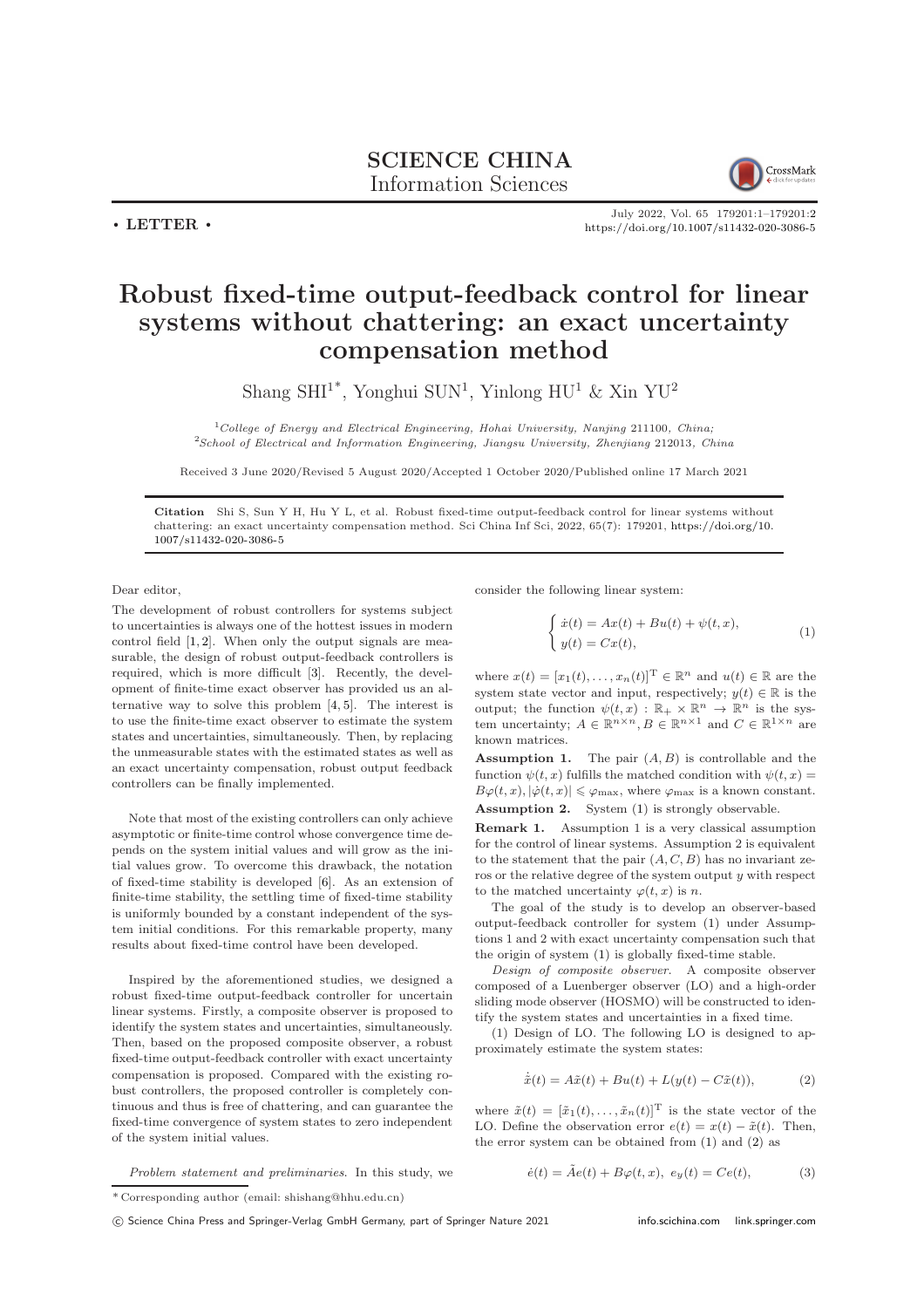**SCIENCE CHINA**
**Information Sciences**

• **LETTER** •

# Robust fixed-time output-feedback control for linear systems without chattering: an exact uncertainty compensation method

Shang SHI[1*], Yonghui SUN[1], Yinlong HU[1] & Xin YU[2]

[1]*College of Energy and Electrical Engineering, Hohai University, Nanjing* 211100*, China;*
[2]*School of Electrical and Information Engineering, Jiangsu University, Zhenjiang* 212013*, China*

Received 3 June 2020/Revised 5 August 2020/Accepted 1 October 2020/Published online 17 March 2021

**Citation** Shi S, Sun Y H, Hu Y L, et al. Robust fixed-time output-feedback control for linear systems without chattering: an exact uncertainty compensation method. Sci China Inf Sci, 2022, 65(7): 179201, https://doi.org/10.1007/s11432-020-3086-5

Dear editor,

The development of robust controllers for systems subject to uncertainties is always one of the hottest issues in modern control field [1, 2]. When only the output signals are measurable, the design of robust output-feedback controllers is required, which is more difficult [3]. Recently, the development of finite-time exact observer has provided us an alternative way to solve this problem [4, 5]. The interest is to use the finite-time exact observer to estimate the system states and uncertainties, simultaneously. Then, by replacing the unmeasurable states with the estimated states as well as an exact uncertainty compensation, robust output feedback controllers can be finally implemented.

Note that most of the existing controllers can only achieve asymptotic or finite-time control whose convergence time depends on the system initial values and will grow as the initial values grow. To overcome this drawback, the notation of fixed-time stability is developed [6]. As an extension of finite-time stability, the settling time of fixed-time stability is uniformly bounded by a constant independent of the system initial conditions. For this remarkable property, many results about fixed-time control have been developed.

Inspired by the aforementioned studies, we designed a robust fixed-time output-feedback controller for uncertain linear systems. Firstly, a composite observer is proposed to identify the system states and uncertainties, simultaneously. Then, based on the proposed composite observer, a robust fixed-time output-feedback controller with exact uncertainty compensation is proposed. Compared with the existing robust controllers, the proposed controller is completely continuous and thus is free of chattering, and can guarantee the fixed-time convergence of system states to zero independent of the system initial values.

*Problem statement and preliminaries*. In this study, we consider the following linear system:

$$
\begin{cases} \dot{x}(t) = Ax(t) + Bu(t) + \psi(t, x), \\ y(t) = Cx(t), \end{cases} \tag{1}
$$

where $x(t) = [x_1(t), \ldots, x_n(t)]^{\mathrm{T}} \in \mathbb{R}^n$ and $u(t) \in \mathbb{R}$ are the system state vector and input, respectively; $y(t) \in \mathbb{R}$ is the output; the function $\psi(t, x) : \mathbb{R}_+ \times \mathbb{R}^n \to \mathbb{R}^n$ is the system uncertainty; $A \in \mathbb{R}^{n\times n}, B \in \mathbb{R}^{n\times 1}$ and $C \in \mathbb{R}^{1\times n}$ are known matrices.

**Assumption 1.** The pair $(A, B)$ is controllable and the function $\psi(t, x)$ fulfills the matched condition with $\psi(t, x) = B\varphi(t, x), |\dot{\varphi}(t, x)| \leqslant \varphi_{\max}$, where $\varphi_{\max}$ is a known constant.

**Assumption 2.** System (1) is strongly observable.

**Remark 1.** Assumption 1 is a very classical assumption for the control of linear systems. Assumption 2 is equivalent to the statement that the pair $(A, C, B)$ has no invariant zeros or the relative degree of the system output $y$ with respect to the matched uncertainty $\varphi(t, x)$ is $n$.

The goal of the study is to develop an observer-based output-feedback controller for system (1) under Assumptions 1 and 2 with exact uncertainty compensation such that the origin of system (1) is globally fixed-time stable.

*Design of composite observer*. A composite observer composed of a Luenberger observer (LO) and a high-order sliding mode observer (HOSMO) will be constructed to identify the system states and uncertainties in a fixed time.

(1) Design of LO. The following LO is designed to approximately estimate the system states:

$$
\dot{\tilde{x}}(t) = A\tilde{x}(t) + Bu(t) + L(y(t) - C\tilde{x}(t)), \tag{2}
$$

where $\tilde{x}(t) = [\tilde{x}_1(t), \ldots, \tilde{x}_n(t)]^{\mathrm{T}}$ is the state vector of the LO. Define the observation error $e(t) = x(t) - \tilde{x}(t)$. Then, the error system can be obtained from (1) and (2) as

$$
\dot{e}(t) = \tilde{A}e(t) + B\varphi(t, x),\ e_y(t) = Ce(t), \tag{3}
$$

*Corresponding author (email: shishang@hhu.edu.cn)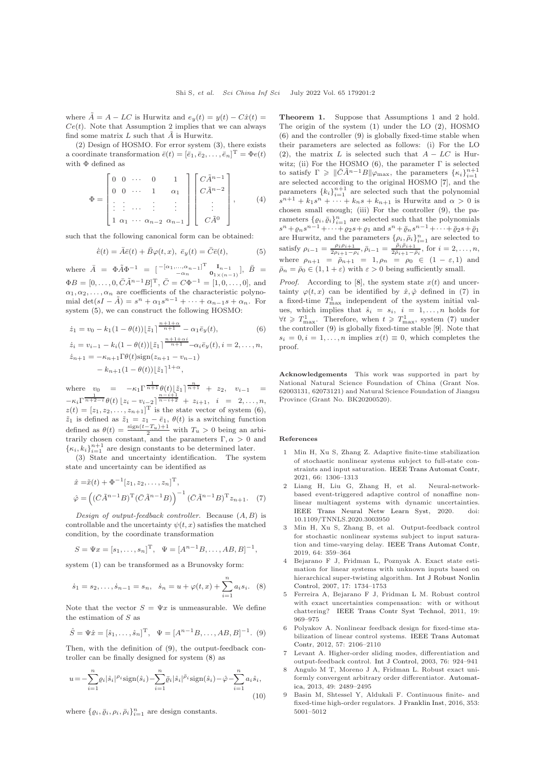where $\tilde{A} = A - LC$ is Hurwitz and $e_y(t) = y(t) - C\hat{x}(t) = Ce(t)$. Note that Assumption 2 implies that we can always find some matrix $L$ such that $\tilde{A}$ is Hurwitz.

(2) Design of HOSMO. For error system (3), there exists a coordinate transformation $\bar{e}(t) = [\bar{e}_1, \bar{e}_2, \ldots, \bar{e}_n]^{\mathrm{T}} = \Phi e(t)$ with $\Phi$ defined as

$$\Phi = \begin{bmatrix} 0 & 0 & \cdots & 0 & 1 \\ 0 & 0 & \cdots & 1 & \alpha_1 \\ \vdots & \vdots & \cdots & \vdots & \vdots \\ 1 & \alpha_1 & \cdots & \alpha_{n-2} & \alpha_{n-1} \end{bmatrix} \begin{bmatrix} C\tilde{A}^{n-1} \\ C\tilde{A}^{n-2} \\ \vdots \\ C\tilde{A}^{0} \end{bmatrix}, \tag{4}$$

such that the following canonical form can be obtained:

$$\dot{\bar{e}}(t) = \bar{A}\bar{e}(t) + \bar{B}\varphi(t,x), \ \bar{e}_y(t) = \bar{C}\bar{e}(t), \tag{5}$$

where $\bar{A} = \Phi\tilde{A}\Phi^{-1} = [\begin{smallmatrix} -[\alpha_1,\ldots,\alpha_{n-1}]^{\mathrm{T}} & \mathbf{I}_{n-1} \\ -\alpha_n & \mathbf{0}_{1\times(n-1)} \end{smallmatrix}]$, $\bar{B} = \Phi B = [0,\ldots,0,\bar{C}\tilde{A}^{n-1}B]^{\mathrm{T}}$, $\bar{C} = C\Phi^{-1} = [1,0,\ldots,0]$, and $\alpha_1, \alpha_2, \ldots, \alpha_n$ are coefficients of the characteristic polynomial $\det(sI - \tilde{A}) = s^n + \alpha_1 s^{n-1} + \cdots + \alpha_{n-1}s + \alpha_n$. For system (5), we can construct the following HOSMO:

$$\dot{z}_1 = v_0 - k_1(1-\theta(t))\lfloor\tilde{z}_1\rceil^{\frac{n+1+\alpha}{n+1}} - \alpha_1\bar{e}_y(t), \tag{6}$$

$$\dot{z}_i = v_{i-1} - k_i(1-\theta(t))\lfloor\tilde{z}_1\rceil^{\frac{n+1+\alpha i}{n+1}} - \alpha_i\bar{e}_y(t), i = 2,\ldots,n,$$

$$\dot{z}_{n+1} = -\kappa_{n+1}\Gamma\theta(t)\mathrm{sign}(z_{n+1} - v_{n-1}) - k_{n+1}(1-\theta(t))\lfloor\tilde{z}_1\rceil^{1+\alpha},$$

where $v_0 = -\kappa_1\Gamma^{\frac{1}{n+1}}\theta(t)\lfloor\tilde{z}_1\rceil^{\frac{n}{n+1}} + z_2$, $v_{i-1} = -\kappa_i\Gamma^{\frac{1}{n+2-i}}\theta(t)\lfloor z_i - v_{i-2}\rceil^{\frac{n-i+1}{n-i+2}} + z_{i+1}$, $i = 2,\ldots,n$, $z(t) = [z_1, z_2, \ldots, z_{n+1}]^{\mathrm{T}}$ is the state vector of system (6), $\tilde{z}_1$ is defined as $\tilde{z}_1 = z_1 - \bar{e}_1$, $\theta(t)$ is a switching function defined as $\theta(t) = \frac{\mathrm{sign}(t-T_u)+1}{2}$ with $T_u > 0$ being an arbitrarily chosen constant, and the parameters $\Gamma, \alpha > 0$ and $\{\kappa_i, k_i\}_{i=1}^{n+1}$ are design constants to be determined later.

(3) State and uncertainty identification. The system state and uncertainty can be identified as

$$\hat{x} = \tilde{x}(t) + \Phi^{-1}[z_1, z_2, \ldots, z_n]^{\mathrm{T}},$$

$$\hat{\varphi} = \left((\bar{C}\tilde{A}^{n-1}B)^{\mathrm{T}}(\bar{C}\tilde{A}^{n-1}B)\right)^{-1}(\bar{C}\tilde{A}^{n-1}B)^{\mathrm{T}}z_{n+1}. \tag{7}$$

*Design of output-feedback controller.* Because $(A, B)$ is controllable and the uncertainty $\psi(t,x)$ satisfies the matched condition, by the coordinate transformation

$$S = \Psi x = [s_1, \ldots, s_n]^{\mathrm{T}}, \quad \Psi = [A^{n-1}B, \ldots, AB, B]^{-1},$$

system (1) can be transformed as a Brunovsky form:

$$\dot{s}_1 = s_2, \ldots, \dot{s}_{n-1} = s_n, \quad \dot{s}_n = u + \varphi(t,x) + \sum_{i=1}^{n} a_i s_i. \tag{8}$$

Note that the vector $S = \Psi x$ is unmeasurable. We define the estimation of $S$ as

$$\hat{S} = \Psi\hat{x} = [\hat{s}_1, \ldots, \hat{s}_n]^{\mathrm{T}}, \quad \Psi = [A^{n-1}B, \ldots, AB, B]^{-1}. \tag{9}$$

Then, with the definition of (9), the output-feedback controller can be finally designed for system (8) as

$$u = -\sum_{i=1}^{n}\varrho_i|\hat{s}_i|^{\rho_i}\mathrm{sign}(\hat{s}_i) - \sum_{i=1}^{n}\bar{\varrho}_i|\hat{s}_i|^{\bar{\rho}_i}\mathrm{sign}(\hat{s}_i) - \hat{\varphi} - \sum_{i=1}^{n}a_i\hat{s}_i, \tag{10}$$

where $\{\varrho_i, \bar{\varrho}_i, \rho_i, \bar{\rho}_i\}_{i=1}^{n}$ are design constants.

**Theorem 1.** Suppose that Assumptions 1 and 2 hold. The origin of the system (1) under the LO (2), HOSMO (6) and the controller (9) is globally fixed-time stable when their parameters are selected as follows: (i) For the LO (2), the matrix $L$ is selected such that $A - LC$ is Hurwitz; (ii) For the HOSMO (6), the parameter $\Gamma$ is selected to satisfy $\Gamma \geqslant \|\bar{C}\tilde{A}^{n-1}B\|\varphi_{\max}$, the parameters $\{\kappa_i\}_{i=1}^{n+1}$ are selected according to the original HOSMO [7], and the parameters $\{k_i\}_{i=1}^{n+1}$ are selected such that the polynomial $s^{n+1} + k_1 s^n + \cdots + k_n s + k_{n+1}$ is Hurwitz and $\alpha > 0$ is chosen small enough; (iii) For the controller (9), the parameters $\{\varrho_i, \bar{\varrho}_i\}_{i=1}^{n}$ are selected such that the polynomials $s^n + \varrho_n s^{n-1} + \cdots + \varrho_2 s + \varrho_1$ and $s^n + \bar{\varrho}_n s^{n-1} + \cdots + \bar{\varrho}_2 s + \bar{\varrho}_1$ are Hurwitz, and the parameters $\{\rho_i, \bar{\rho}_i\}_{i=1}^{n}$ are selected to satisfy $\rho_{i-1} = \frac{\rho_i\rho_{i+1}}{2\rho_{i+1}-\rho_i}, \bar{\rho}_{i-1} = \frac{\bar{\rho}_i\bar{\rho}_{i+1}}{2\bar{\rho}_{i+1}-\bar{\rho}_i}$, for $i = 2,\ldots,n$, where $\rho_{n+1} = \bar{\rho}_{n+1} = 1, \rho_n = \rho_0 \in (1-\varepsilon, 1)$ and $\bar{\rho}_n = \bar{\rho}_0 \in (1, 1+\varepsilon)$ with $\varepsilon > 0$ being sufficiently small.

*Proof.* According to [8], the system state $x(t)$ and uncertainty $\varphi(t,x)$ can be identified by $\hat{x}, \hat{\varphi}$ defined in (7) in a fixed-time $T_{\max}^1$ independent of the system initial values, which implies that $\hat{s}_i = s_i$, $i = 1,\ldots,n$ holds for $\forall t \geqslant T_{\max}^1$. Therefore, when $t \geqslant T_{\max}^1$, system (7) under the controller (9) is globally fixed-time stable [9]. Note that $s_i = 0, i = 1,\ldots,n$ implies $x(t) \equiv 0$, which completes the proof.

**Acknowledgements** This work was supported in part by National Natural Science Foundation of China (Grant Nos. 62003131, 62073121) and Natural Science Foundation of Jiangsu Province (Grant No. BK20200520).

## References

1. Min H, Xu S, Zhang Z. Adaptive finite-time stabilization of stochastic nonlinear systems subject to full-state constraints and input saturation. IEEE Trans Automat Contr, 2021, 66: 1306–1313
2. Liang H, Liu G, Zhang H, et al. Neural-network-based event-triggered adaptive control of nonaffine nonlinear multiagent systems with dynamic uncertainties. IEEE Trans Neural Netw Learn Syst, 2020. doi: 10.1109/TNNLS.2020.3003950
3. Min H, Xu S, Zhang B, et al. Output-feedback control for stochastic nonlinear systems subject to input saturation and time-varying delay. IEEE Trans Automat Contr, 2019, 64: 359–364
4. Bejarano F J, Fridman L, Poznyak A. Exact state estimation for linear systems with unknown inputs based on hierarchical super-twisting algorithm. Int J Robust Nonlin Control, 2007, 17: 1734–1753
5. Ferreira A, Bejarano F J, Fridman L M. Robust control with exact uncertainties compensation: with or without chattering? IEEE Trans Contr Syst Technol, 2011, 19: 969–975
6. Polyakov A. Nonlinear feedback design for fixed-time stabilization of linear control systems. IEEE Trans Automat Contr, 2012, 57: 2106–2110
7. Levant A. Higher-order sliding modes, differentiation and output-feedback control. Int J Control, 2003, 76: 924–941
8. Angulo M T, Moreno J A, Fridman L. Robust exact uniformly convergent arbitrary order differentiator. Automatica, 2013, 49: 2489–2495
9. Basin M, Shtessel Y, Aldukali F. Continuous finite- and fixed-time high-order regulators. J Franklin Inst, 2016, 353: 5001–5012